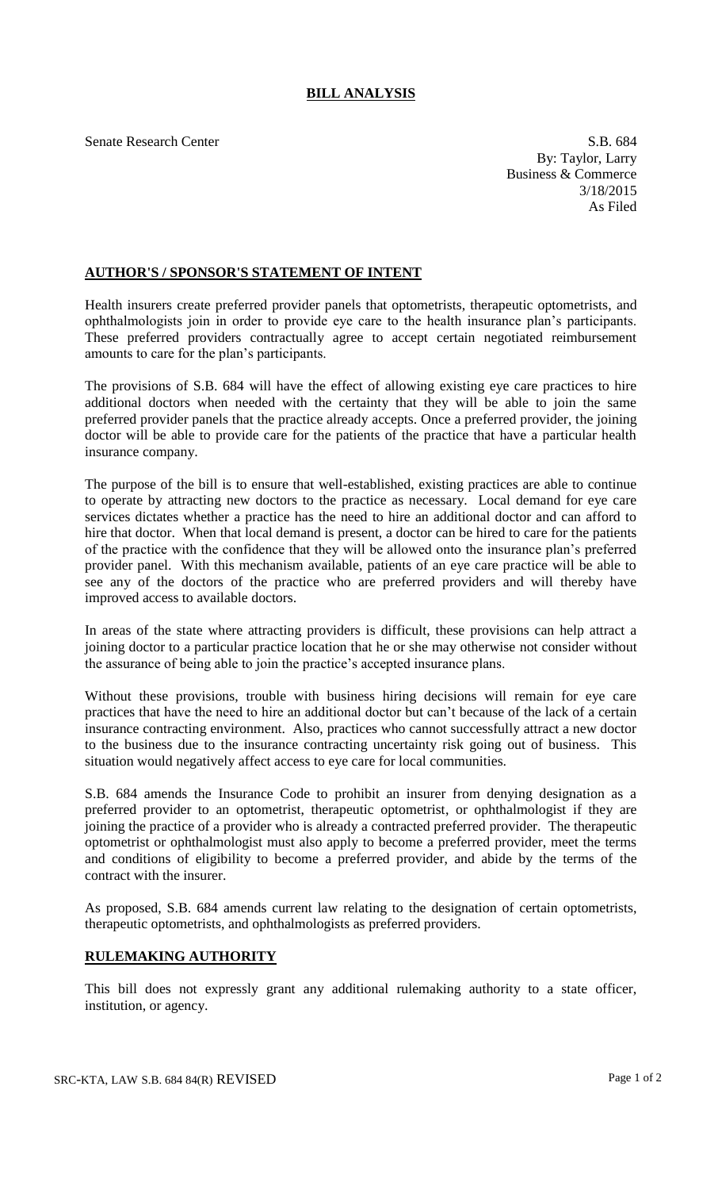# BILL ANALYSIS

Senate Research Center

S.B. 684
By: Taylor, Larry
Business & Commerce
3/18/2015
As Filed

## AUTHOR'S / SPONSOR'S STATEMENT OF INTENT

Health insurers create preferred provider panels that optometrists, therapeutic optometrists, and ophthalmologists join in order to provide eye care to the health insurance plan's participants. These preferred providers contractually agree to accept certain negotiated reimbursement amounts to care for the plan's participants.

The provisions of S.B. 684 will have the effect of allowing existing eye care practices to hire additional doctors when needed with the certainty that they will be able to join the same preferred provider panels that the practice already accepts. Once a preferred provider, the joining doctor will be able to provide care for the patients of the practice that have a particular health insurance company.

The purpose of the bill is to ensure that well-established, existing practices are able to continue to operate by attracting new doctors to the practice as necessary. Local demand for eye care services dictates whether a practice has the need to hire an additional doctor and can afford to hire that doctor. When that local demand is present, a doctor can be hired to care for the patients of the practice with the confidence that they will be allowed onto the insurance plan's preferred provider panel. With this mechanism available, patients of an eye care practice will be able to see any of the doctors of the practice who are preferred providers and will thereby have improved access to available doctors.

In areas of the state where attracting providers is difficult, these provisions can help attract a joining doctor to a particular practice location that he or she may otherwise not consider without the assurance of being able to join the practice's accepted insurance plans.

Without these provisions, trouble with business hiring decisions will remain for eye care practices that have the need to hire an additional doctor but can't because of the lack of a certain insurance contracting environment. Also, practices who cannot successfully attract a new doctor to the business due to the insurance contracting uncertainty risk going out of business. This situation would negatively affect access to eye care for local communities.

S.B. 684 amends the Insurance Code to prohibit an insurer from denying designation as a preferred provider to an optometrist, therapeutic optometrist, or ophthalmologist if they are joining the practice of a provider who is already a contracted preferred provider. The therapeutic optometrist or ophthalmologist must also apply to become a preferred provider, meet the terms and conditions of eligibility to become a preferred provider, and abide by the terms of the contract with the insurer.

As proposed, S.B. 684 amends current law relating to the designation of certain optometrists, therapeutic optometrists, and ophthalmologists as preferred providers.

## RULEMAKING AUTHORITY

This bill does not expressly grant any additional rulemaking authority to a state officer, institution, or agency.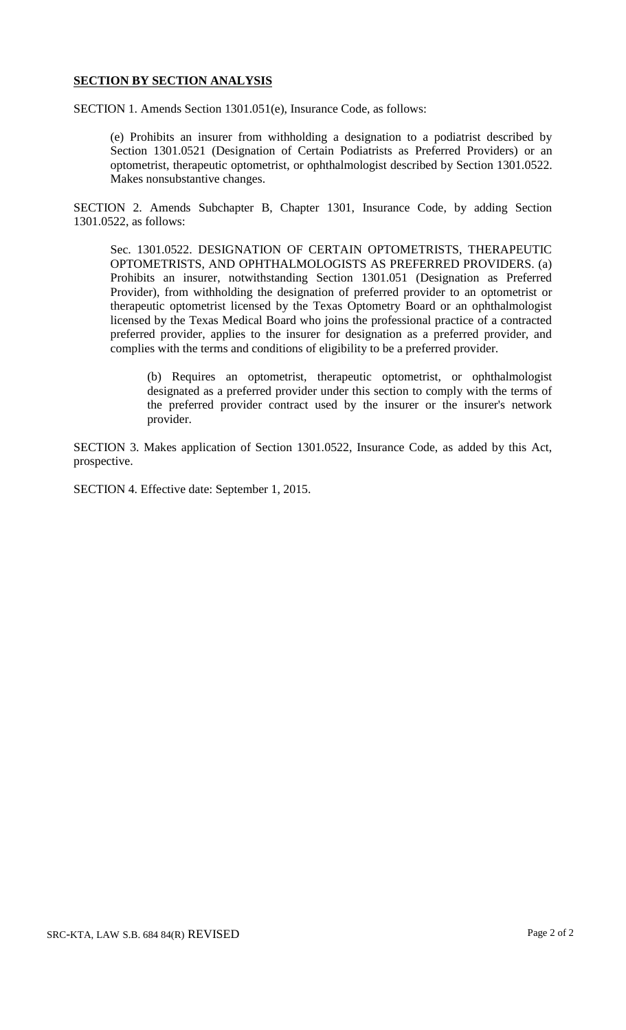**SECTION BY SECTION ANALYSIS**

SECTION 1. Amends Section 1301.051(e), Insurance Code, as follows:

> (e) Prohibits an insurer from withholding a designation to a podiatrist described by Section 1301.0521 (Designation of Certain Podiatrists as Preferred Providers) or an optometrist, therapeutic optometrist, or ophthalmologist described by Section 1301.0522. Makes nonsubstantive changes.

SECTION 2. Amends Subchapter B, Chapter 1301, Insurance Code, by adding Section 1301.0522, as follows:

> Sec. 1301.0522. DESIGNATION OF CERTAIN OPTOMETRISTS, THERAPEUTIC OPTOMETRISTS, AND OPHTHALMOLOGISTS AS PREFERRED PROVIDERS. (a) Prohibits an insurer, notwithstanding Section 1301.051 (Designation as Preferred Provider), from withholding the designation of preferred provider to an optometrist or therapeutic optometrist licensed by the Texas Optometry Board or an ophthalmologist licensed by the Texas Medical Board who joins the professional practice of a contracted preferred provider, applies to the insurer for designation as a preferred provider, and complies with the terms and conditions of eligibility to be a preferred provider.
>
> > (b) Requires an optometrist, therapeutic optometrist, or ophthalmologist designated as a preferred provider under this section to comply with the terms of the preferred provider contract used by the insurer or the insurer's network provider.

SECTION 3. Makes application of Section 1301.0522, Insurance Code, as added by this Act, prospective.

SECTION 4. Effective date: September 1, 2015.